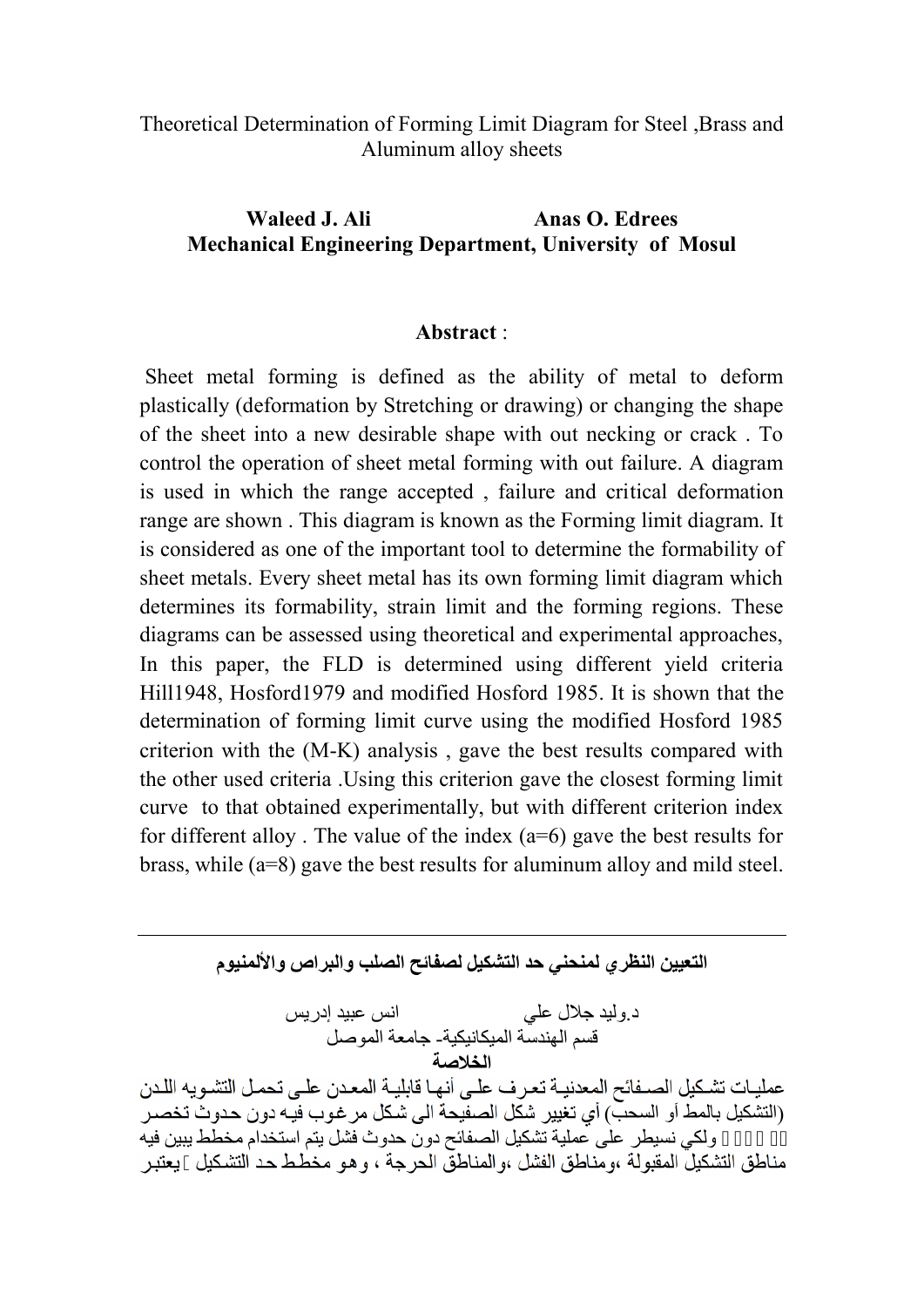# Theoretical Determination of Forming Limit Diagram for Steel ,Brass and Aluminum alloy sheets

**Waleed J. Ali** **Anas O. Edrees**
**Mechanical Engineering Department, University of Mosul**

## Abstract :

Sheet metal forming is defined as the ability of metal to deform plastically (deformation by Stretching or drawing) or changing the shape of the sheet into a new desirable shape with out necking or crack . To control the operation of sheet metal forming with out failure. A diagram is used in which the range accepted , failure and critical deformation range are shown . This diagram is known as the Forming limit diagram. It is considered as one of the important tool to determine the formability of sheet metals. Every sheet metal has its own forming limit diagram which determines its formability, strain limit and the forming regions. These diagrams can be assessed using theoretical and experimental approaches, In this paper, the FLD is determined using different yield criteria Hill1948, Hosford1979 and modified Hosford 1985. It is shown that the determination of forming limit curve using the modified Hosford 1985 criterion with the (M-K) analysis , gave the best results compared with the other used criteria .Using this criterion gave the closest forming limit curve to that obtained experimentally, but with different criterion index for different alloy . The value of the index (a=6) gave the best results for brass, while (a=8) gave the best results for aluminum alloy and mild steel.

---

**التعيين النظري لمنحني حد التشكيل لصفائح الصلب والبراص والألمنيوم**

د.وليد جلال علي انس عبيد إدريس
قسم الهندسة الميكانيكية- جامعة الموصل

**الخلاصة**

عمليات تشكيل الصفائح المعدنية تعرف على أنها قابلية المعدن على تحمل التشويه اللدن (التشكيل بالمط أو السحب) أي تغيير شكل الصفيحة الى شكل مرغوب فيه دون حدوث تخصر ... ولكي نسيطر على عملية تشكيل الصفائح دون حدوث فشل يتم استخدام مخطط يبين فيه مناطق التشكيل المقبولة ،ومناطق الفشل ،والمناطق الحرجة ، وهو مخطط حد التشكيل ]يعتبر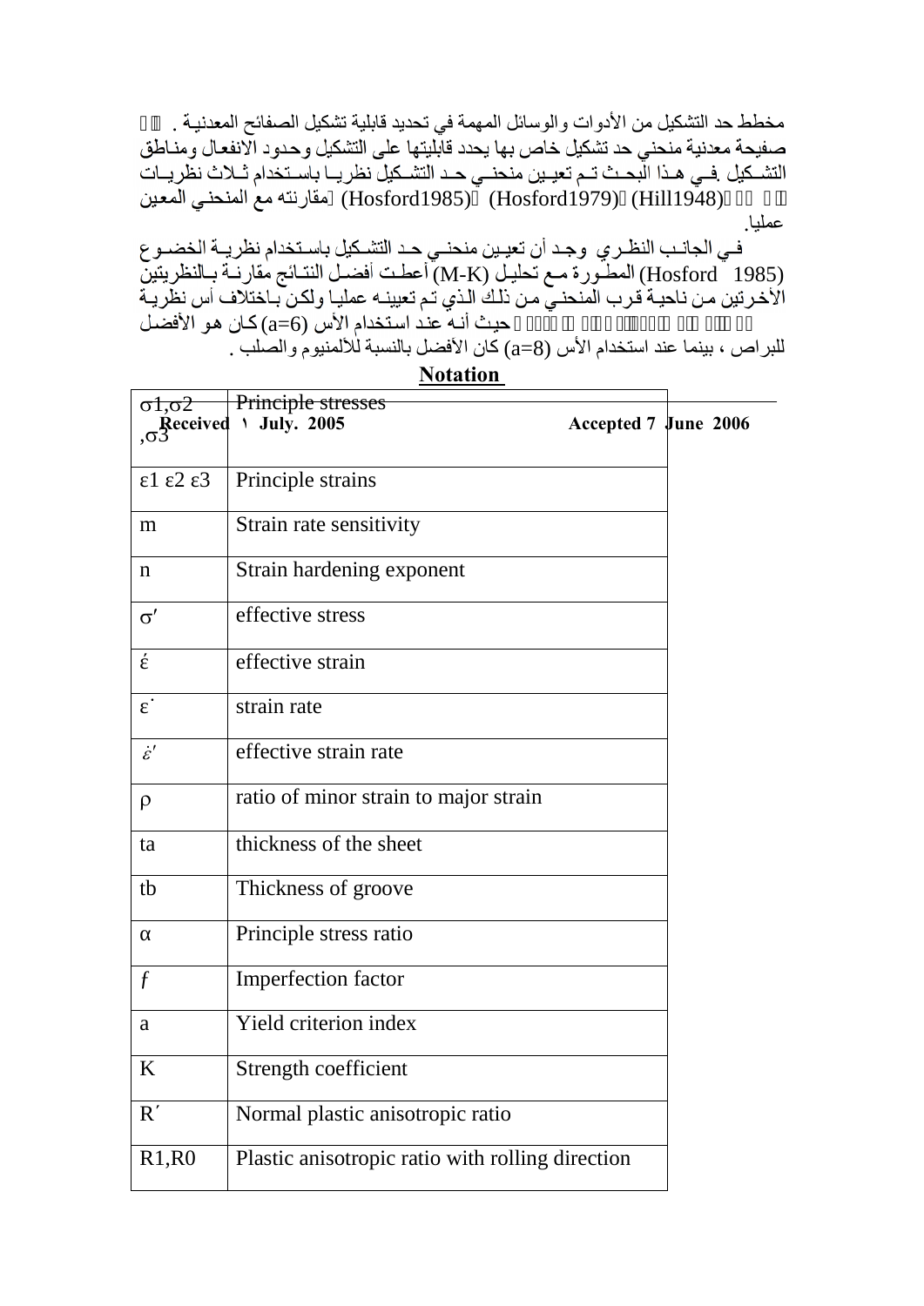مخطط حد التشكيل من الأدوات والوسائل المهمة في تحديد قابلية تشكيل الصفائح المعدنية . لكل صفيحة معدنية منحني حد تشكيل خاص بها يحدد قابليتها على التشكيل وحدود الانفعال ومناطق التشكيل .في هذا البحث تم تعيين منحني حد التشكيل نظريا باستخدام ثلاث نظريات (Hill1948)، (Hosford1979) ، (Hosford1985) ومقارنته مع المنحني المعين عمليا.

في الجانب النظري وجد أن تعيين منحني حد التشكيل باستخدام نظرية الخضوع (Hosford 1985) المطورة مع تحليل (M-K) أعطت أفضل النتائج مقارنة بالنظريتين الأخرتين من ناحية قرب المنحني من ذلك الذي تم تعيينه عمليا ولكن باختلاف أس نظرية الخضوع حيث أنه عند استخدام الأس (a=6) كان هو الأفضل للبراص ، بينما عند استخدام الأس (a=8) كان الأفضل بالنسبة للألمنيوم والصلب .

Received ١ July. 2005 Accepted 7 June 2006

## Notation

| | |
|---|---|
| $\sigma_1, \sigma_2, \sigma_3$ | Principle stresses |
| $\varepsilon_1\ \varepsilon_2\ \varepsilon_3$ | Principle strains |
| m | Strain rate sensitivity |
| n | Strain hardening exponent |
| $\sigma'$ | effective stress |
| $\acute{\varepsilon}$ | effective strain |
| $\dot{\varepsilon}$ | strain rate |
| $\dot{\varepsilon}'$ | effective strain rate |
| $\rho$ | ratio of minor strain to major strain |
| ta | thickness of the sheet |
| tb | Thickness of groove |
| $\alpha$ | Principle stress ratio |
| $f$ | Imperfection factor |
| a | Yield criterion index |
| K | Strength coefficient |
| $R'$ | Normal plastic anisotropic ratio |
| R1,R0 | Plastic anisotropic ratio with rolling direction |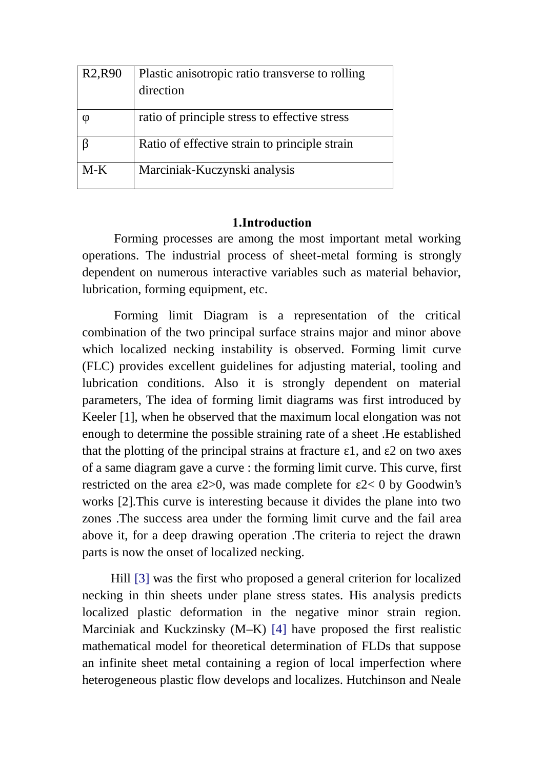| R2,R90 | Plastic anisotropic ratio transverse to rolling direction |
|---|---|
| φ | ratio of principle stress to effective stress |
| β | Ratio of effective strain to principle strain |
| M-K | Marciniak-Kuczynski analysis |

## 1.Introduction

Forming processes are among the most important metal working operations. The industrial process of sheet-metal forming is strongly dependent on numerous interactive variables such as material behavior, lubrication, forming equipment, etc.

Forming limit Diagram is a representation of the critical combination of the two principal surface strains major and minor above which localized necking instability is observed. Forming limit curve (FLC) provides excellent guidelines for adjusting material, tooling and lubrication conditions. Also it is strongly dependent on material parameters, The idea of forming limit diagrams was first introduced by Keeler [1], when he observed that the maximum local elongation was not enough to determine the possible straining rate of a sheet .He established that the plotting of the principal strains at fracture $\varepsilon 1$, and $\varepsilon 2$ on two axes of a same diagram gave a curve : the forming limit curve. This curve, first restricted on the area $\varepsilon 2>0$, was made complete for $\varepsilon 2< 0$ by Goodwin's works [2].This curve is interesting because it divides the plane into two zones .The success area under the forming limit curve and the fail area above it, for a deep drawing operation .The criteria to reject the drawn parts is now the onset of localized necking.

Hill [3] was the first who proposed a general criterion for localized necking in thin sheets under plane stress states. His analysis predicts localized plastic deformation in the negative minor strain region. Marciniak and Kuckzinsky (M–K) [4] have proposed the first realistic mathematical model for theoretical determination of FLDs that suppose an infinite sheet metal containing a region of local imperfection where heterogeneous plastic flow develops and localizes. Hutchinson and Neale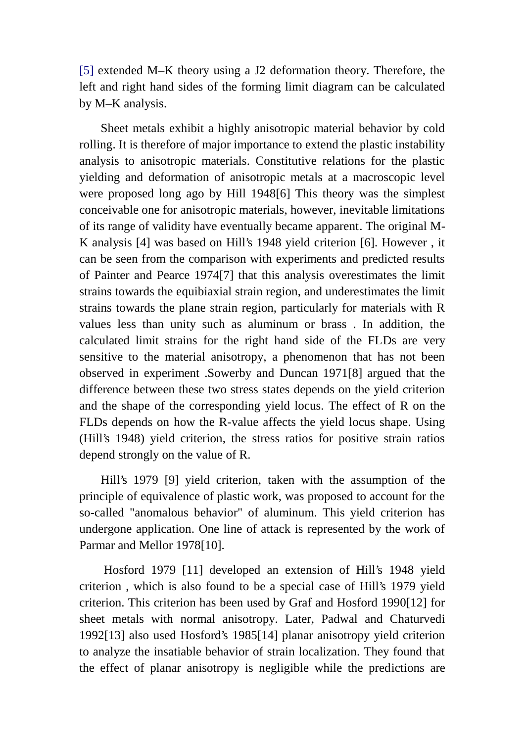[5] extended M–K theory using a J2 deformation theory. Therefore, the left and right hand sides of the forming limit diagram can be calculated by M–K analysis.

Sheet metals exhibit a highly anisotropic material behavior by cold rolling. It is therefore of major importance to extend the plastic instability analysis to anisotropic materials. Constitutive relations for the plastic yielding and deformation of anisotropic metals at a macroscopic level were proposed long ago by Hill 1948[6] This theory was the simplest conceivable one for anisotropic materials, however, inevitable limitations of its range of validity have eventually became apparent. The original M-K analysis [4] was based on Hill's 1948 yield criterion [6]. However , it can be seen from the comparison with experiments and predicted results of Painter and Pearce 1974[7] that this analysis overestimates the limit strains towards the equibiaxial strain region, and underestimates the limit strains towards the plane strain region, particularly for materials with R values less than unity such as aluminum or brass . In addition, the calculated limit strains for the right hand side of the FLDs are very sensitive to the material anisotropy, a phenomenon that has not been observed in experiment .Sowerby and Duncan 1971[8] argued that the difference between these two stress states depends on the yield criterion and the shape of the corresponding yield locus. The effect of R on the FLDs depends on how the R-value affects the yield locus shape. Using (Hill's 1948) yield criterion, the stress ratios for positive strain ratios depend strongly on the value of R.

Hill's 1979 [9] yield criterion, taken with the assumption of the principle of equivalence of plastic work, was proposed to account for the so-called "anomalous behavior" of aluminum. This yield criterion has undergone application. One line of attack is represented by the work of Parmar and Mellor 1978[10].

Hosford 1979 [11] developed an extension of Hill's 1948 yield criterion , which is also found to be a special case of Hill's 1979 yield criterion. This criterion has been used by Graf and Hosford 1990[12] for sheet metals with normal anisotropy. Later, Padwal and Chaturvedi 1992[13] also used Hosford's 1985[14] planar anisotropy yield criterion to analyze the insatiable behavior of strain localization. They found that the effect of planar anisotropy is negligible while the predictions are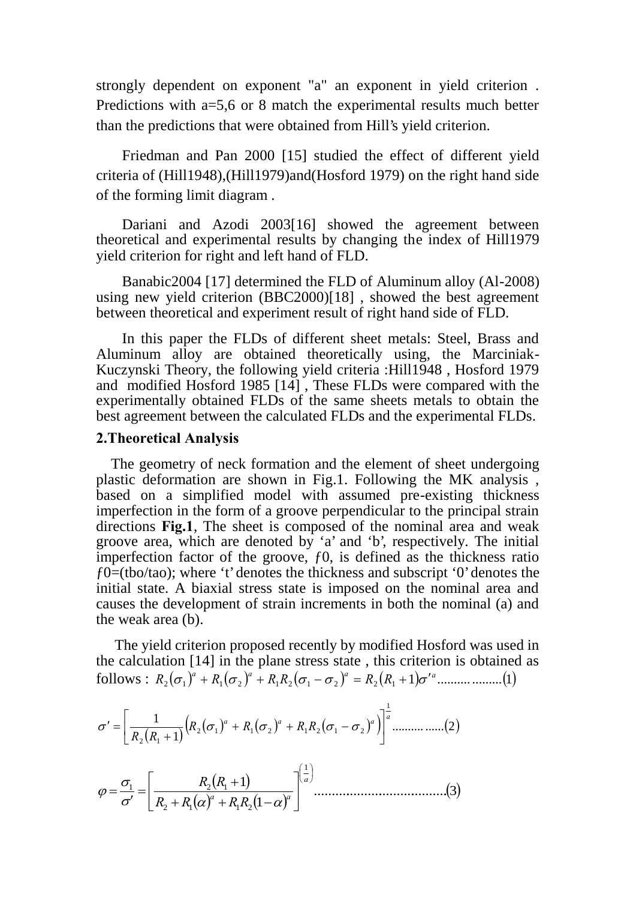strongly dependent on exponent "a" an exponent in yield criterion . Predictions with a=5,6 or 8 match the experimental results much better than the predictions that were obtained from Hill's yield criterion.

Friedman and Pan 2000 [15] studied the effect of different yield criteria of (Hill1948),(Hill1979)and(Hosford 1979) on the right hand side of the forming limit diagram .

Dariani and Azodi 2003[16] showed the agreement between theoretical and experimental results by changing the index of Hill1979 yield criterion for right and left hand of FLD.

Banabic2004 [17] determined the FLD of Aluminum alloy (Al-2008) using new yield criterion (BBC2000)[18] , showed the best agreement between theoretical and experiment result of right hand side of FLD.

In this paper the FLDs of different sheet metals: Steel, Brass and Aluminum alloy are obtained theoretically using, the Marciniak-Kuczynski Theory, the following yield criteria :Hill1948 , Hosford 1979 and modified Hosford 1985 [14] , These FLDs were compared with the experimentally obtained FLDs of the same sheets metals to obtain the best agreement between the calculated FLDs and the experimental FLDs.

## 2.Theoretical Analysis

The geometry of neck formation and the element of sheet undergoing plastic deformation are shown in Fig.1. Following the MK analysis , based on a simplified model with assumed pre-existing thickness imperfection in the form of a groove perpendicular to the principal strain directions **Fig.1**, The sheet is composed of the nominal area and weak groove area, which are denoted by 'a' and 'b', respectively. The initial imperfection factor of the groove, $f0$, is defined as the thickness ratio $f0$=(tbo/tao); where 't' denotes the thickness and subscript '0' denotes the initial state. A biaxial stress state is imposed on the nominal area and causes the development of strain increments in both the nominal (a) and the weak area (b).

The yield criterion proposed recently by modified Hosford was used in the calculation [14] in the plane stress state , this criterion is obtained as follows : $R_2(\sigma_1)^a + R_1(\sigma_2)^a + R_1R_2(\sigma_1 - \sigma_2)^a = R_2(R_1+1)\sigma'^a$ .................(1)

$$\sigma' = \left[\frac{1}{R_2(R_1+1)}\left(R_2(\sigma_1)^a + R_1(\sigma_2)^a + R_1R_2(\sigma_1-\sigma_2)^a\right)\right]^{\frac{1}{a}} \quad ................(2)$$

$$\varphi = \frac{\sigma_1}{\sigma'} = \left[\frac{R_2(R_1+1)}{R_2 + R_1(\alpha)^a + R_1R_2(1-\alpha)^a}\right]^{\left(\frac{1}{a}\right)} \quad .....................................(3)$$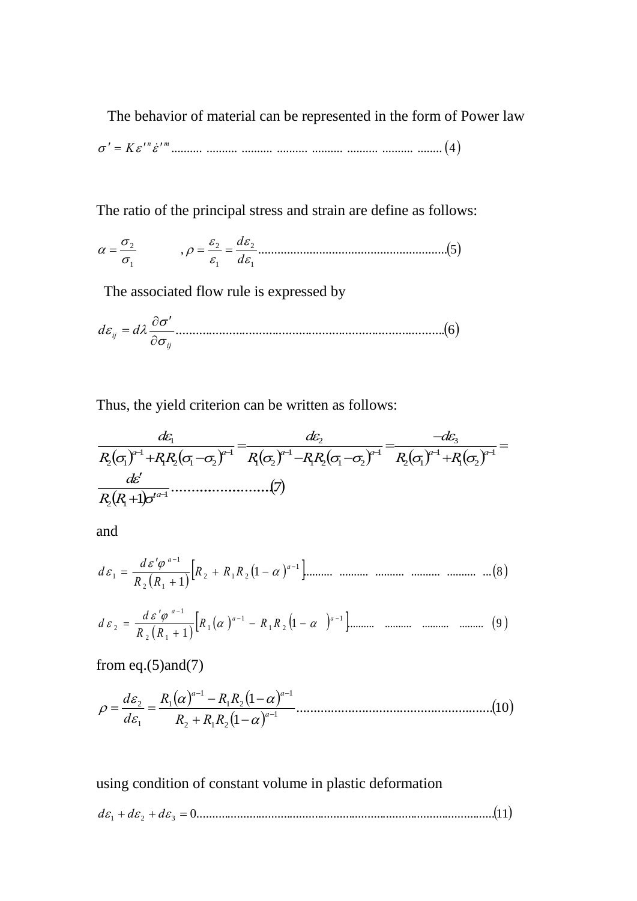The behavior of material can be represented in the form of Power law

$$\sigma' = K\varepsilon'^{n}\dot{\varepsilon}'^{m} \qquad (4)$$

The ratio of the principal stress and strain are define as follows:

$$\alpha = \frac{\sigma_2}{\sigma_1} \qquad , \rho = \frac{\varepsilon_2}{\varepsilon_1} = \frac{d\varepsilon_2}{d\varepsilon_1} \qquad (5)$$

The associated flow rule is expressed by

$$d\varepsilon_{ij} = d\lambda \frac{\partial \sigma'}{\partial \sigma_{ij}} \qquad (6)$$

Thus, the yield criterion can be written as follows:

$$\frac{d\varepsilon_1}{R_2(\sigma_1)^{a-1} + R_1R_2(\sigma_1 - \sigma_2)^{a-1}} = \frac{d\varepsilon_2}{R_1(\sigma_2)^{a-1} - R_1R_2(\sigma_1 - \sigma_2)^{a-1}} = \frac{-d\varepsilon_3}{R_2(\sigma_1)^{a-1} + R_1(\sigma_2)^{a-1}} = \frac{d\varepsilon'}{R_2(R_1+1)\sigma'^{a-1}} \qquad (7)$$

and

$$d\varepsilon_1 = \frac{d\varepsilon'\varphi^{a-1}}{R_2(R_1+1)}\left[R_2 + R_1R_2(1-\alpha)^{a-1}\right] \qquad (8)$$

$$d\varepsilon_2 = \frac{d\varepsilon'\varphi^{a-1}}{R_2(R_1+1)}\left[R_1(\alpha)^{a-1} - R_1R_2(1-\alpha)^{a-1}\right] \qquad (9)$$

from eq.(5)and(7)

$$\rho = \frac{d\varepsilon_2}{d\varepsilon_1} = \frac{R_1(\alpha)^{a-1} - R_1R_2(1-\alpha)^{a-1}}{R_2 + R_1R_2(1-\alpha)^{a-1}} \qquad (10)$$

using condition of constant volume in plastic deformation

$$d\varepsilon_1 + d\varepsilon_2 + d\varepsilon_3 = 0 \qquad (11)$$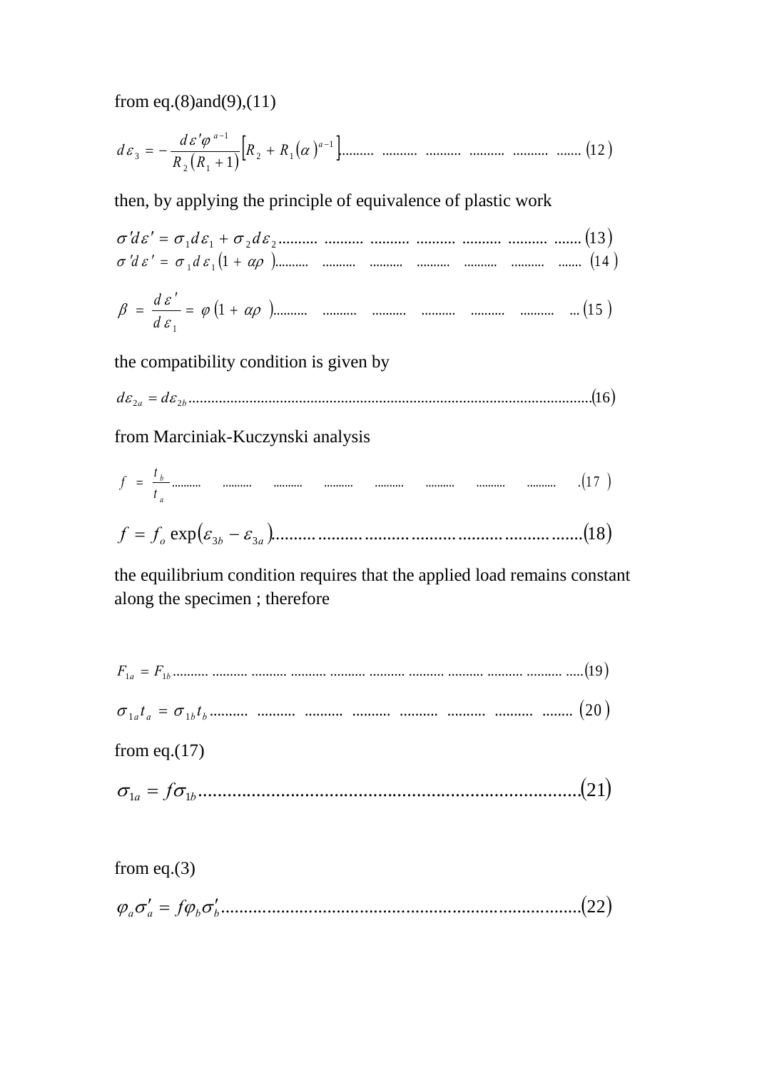from eq.(8)and(9),(11)

$$d\varepsilon_3 = -\frac{d\varepsilon' \varphi^{a-1}}{R_2\left(R_1+1\right)}\left[R_2 + R_1(\alpha)^{a-1}\right] \qquad (12)$$

then, by applying the principle of equivalence of plastic work

$$\sigma' d\varepsilon' = \sigma_1 d\varepsilon_1 + \sigma_2 d\varepsilon_2 \qquad (13)$$

$$\sigma' d\varepsilon' = \sigma_1 d\varepsilon_1 \left(1 + \alpha\rho\right) \qquad (14)$$

$$\beta = \frac{d\varepsilon'}{d\varepsilon_1} = \varphi\left(1 + \alpha\rho\right) \qquad (15)$$

the compatibility condition is given by

$$d\varepsilon_{2a} = d\varepsilon_{2b} \qquad (16)$$

from Marciniak-Kuczynski analysis

$$f = \frac{t_b}{t_a} \qquad (17)$$

$$f = f_o \exp\left(\varepsilon_{3b} - \varepsilon_{3a}\right) \qquad (18)$$

the equilibrium condition requires that the applied load remains constant along the specimen ; therefore

$$F_{1a} = F_{1b} \qquad (19)$$

$$\sigma_{1a} t_a = \sigma_{1b} t_b \qquad (20)$$

from eq.(17)

$$\sigma_{1a} = f\sigma_{1b} \qquad (21)$$

from eq.(3)

$$\varphi_a \sigma'_a = f\varphi_b \sigma'_b \qquad (22)$$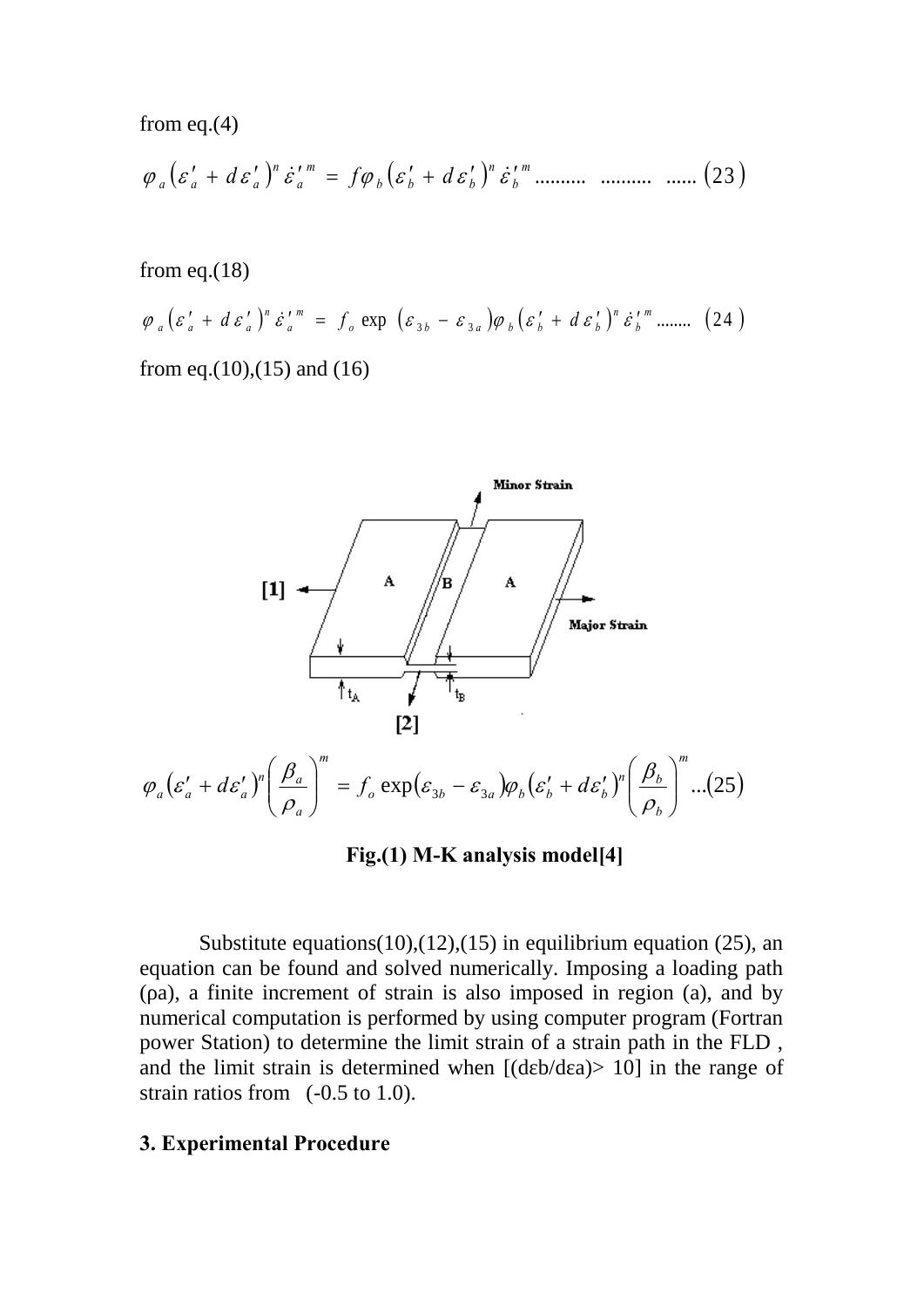from eq.(4)

$$\varphi_a\left(\varepsilon'_a + d\varepsilon'_a\right)^n \dot{\varepsilon}'^{\,m}_a = f\varphi_b\left(\varepsilon'_b + d\varepsilon'_b\right)^n \dot{\varepsilon}'^{\,m}_b \quad (23)$$

from eq.(18)

$$\varphi_a\left(\varepsilon'_a + d\varepsilon'_a\right)^n \dot{\varepsilon}'^{\,m}_a = f_o \exp\left(\varepsilon_{3b} - \varepsilon_{3a}\right)\varphi_b\left(\varepsilon'_b + d\varepsilon'_b\right)^n \dot{\varepsilon}'^{\,m}_b \quad (24)$$

from eq.(10),(15) and (16)

$$\varphi_a\left(\varepsilon'_a + d\varepsilon'_a\right)^n \left(\frac{\beta_a}{\rho_a}\right)^m = f_o \exp\left(\varepsilon_{3b} - \varepsilon_{3a}\right)\varphi_b\left(\varepsilon'_b + d\varepsilon'_b\right)^n \left(\frac{\beta_b}{\rho_b}\right)^m \quad (25)$$

**Fig.(1) M-K analysis model[4]**

Substitute equations(10),(12),(15) in equilibrium equation (25), an equation can be found and solved numerically. Imposing a loading path (ρa), a finite increment of strain is also imposed in region (a), and by numerical computation is performed by using computer program (Fortran power Station) to determine the limit strain of a strain path in the FLD , and the limit strain is determined when [(dεb/dεa)> 10] in the range of strain ratios from (-0.5 to 1.0).

### 3. Experimental Procedure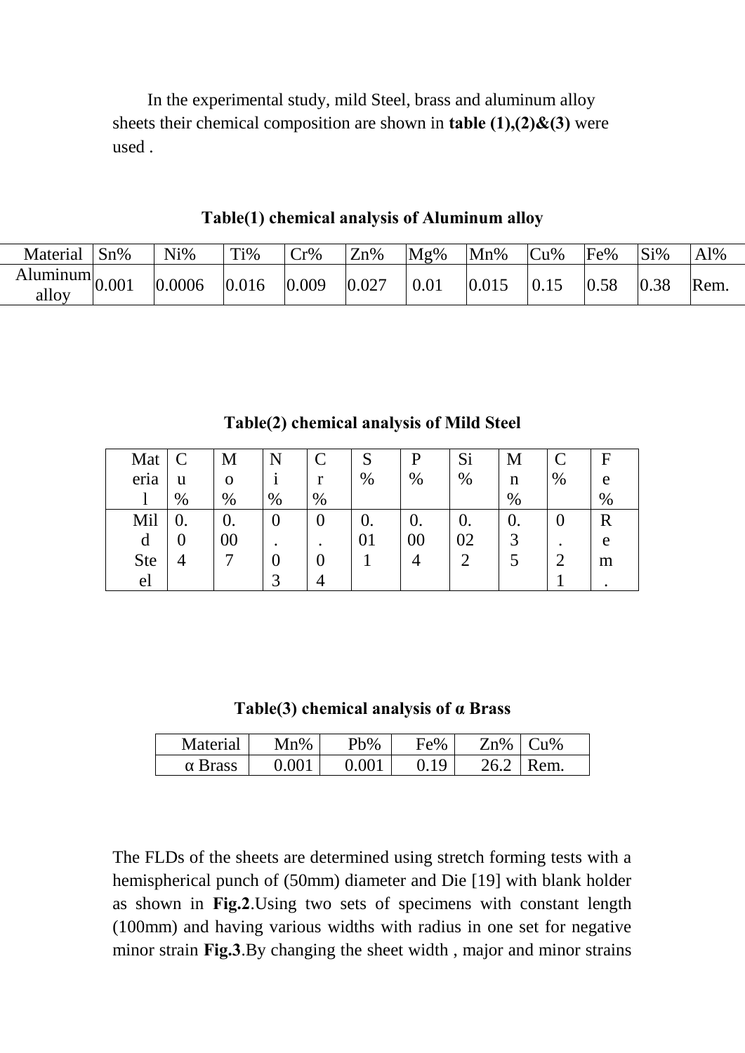In the experimental study, mild Steel, brass and aluminum alloy sheets their chemical composition are shown in **table (1),(2)&(3)** were used .

**Table(1) chemical analysis of Aluminum alloy**

| Material | Sn% | Ni% | Ti% | Cr% | Zn% | Mg% | Mn% | Cu% | Fe% | Si% | Al% |
|---|---|---|---|---|---|---|---|---|---|---|---|
| Aluminum alloy | 0.001 | 0.0006 | 0.016 | 0.009 | 0.027 | 0.01 | 0.015 | 0.15 | 0.58 | 0.38 | Rem. |

**Table(2) chemical analysis of Mild Steel**

| Material | Cu% | Mo% | Ni% | Cr% | S% | P% | Si% | Mn% | C% | Fe% |
|---|---|---|---|---|---|---|---|---|---|---|
| Mild Steel | 0.04 | 0.007 | 0.03 | 0.04 | 0.011 | 0.004 | 0.022 | 0.35 | 0.21 | Rem. |

**Table(3) chemical analysis of α Brass**

| Material | Mn% | Pb% | Fe% | Zn% | Cu% |
|---|---|---|---|---|---|
| α Brass | 0.001 | 0.001 | 0.19 | 26.2 | Rem. |

The FLDs of the sheets are determined using stretch forming tests with a hemispherical punch of (50mm) diameter and Die [19] with blank holder as shown in **Fig.2**.Using two sets of specimens with constant length (100mm) and having various widths with radius in one set for negative minor strain **Fig.3**.By changing the sheet width , major and minor strains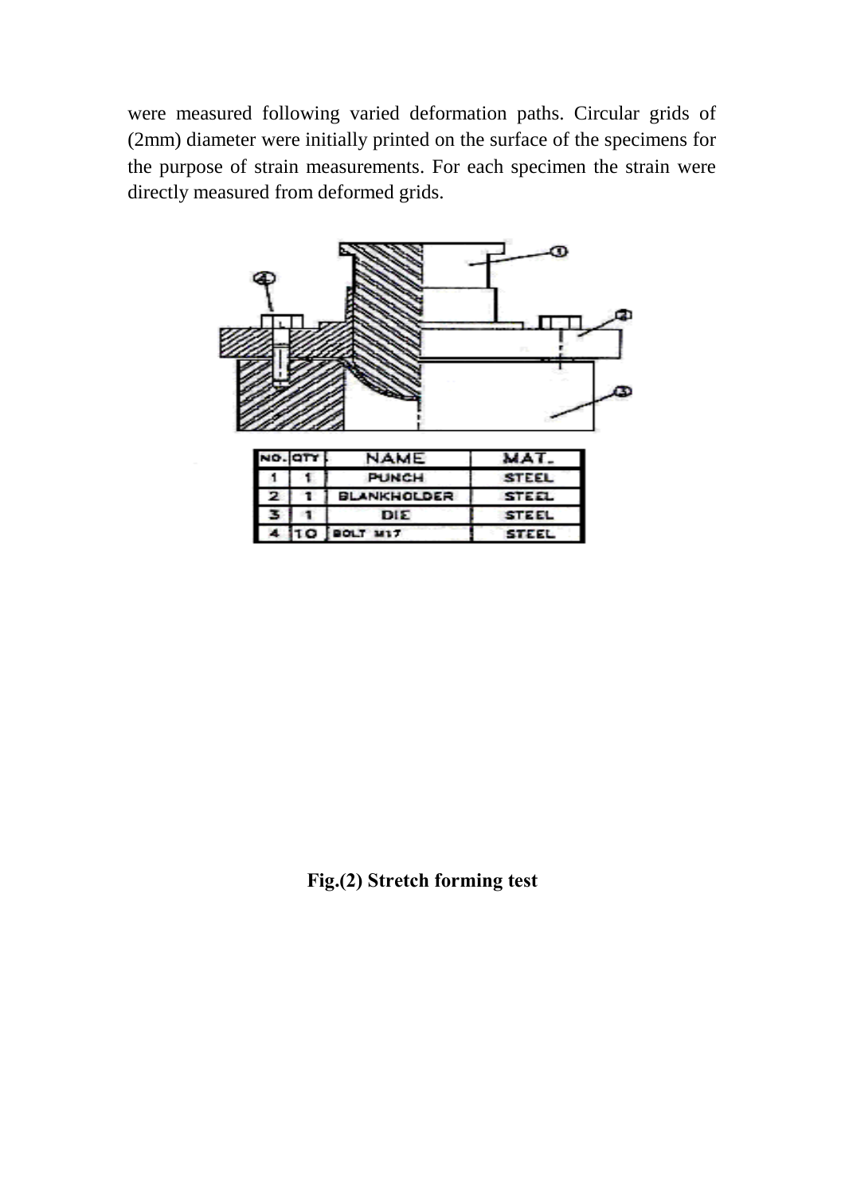were measured following varied deformation paths. Circular grids of (2mm) diameter were initially printed on the surface of the specimens for the purpose of strain measurements. For each specimen the strain were directly measured from deformed grids.

| NO. | QTY | NAME | MAT. |
|---|---|---|---|
| 1 | 1 | PUNCH | STEEL |
| 2 | 1 | BLANKHOLDER | STEEL |
| 3 | 1 | DIE | STEEL |
| 4 | 10 | BOLT M17 | STEEL |

**Fig.(2) Stretch forming test**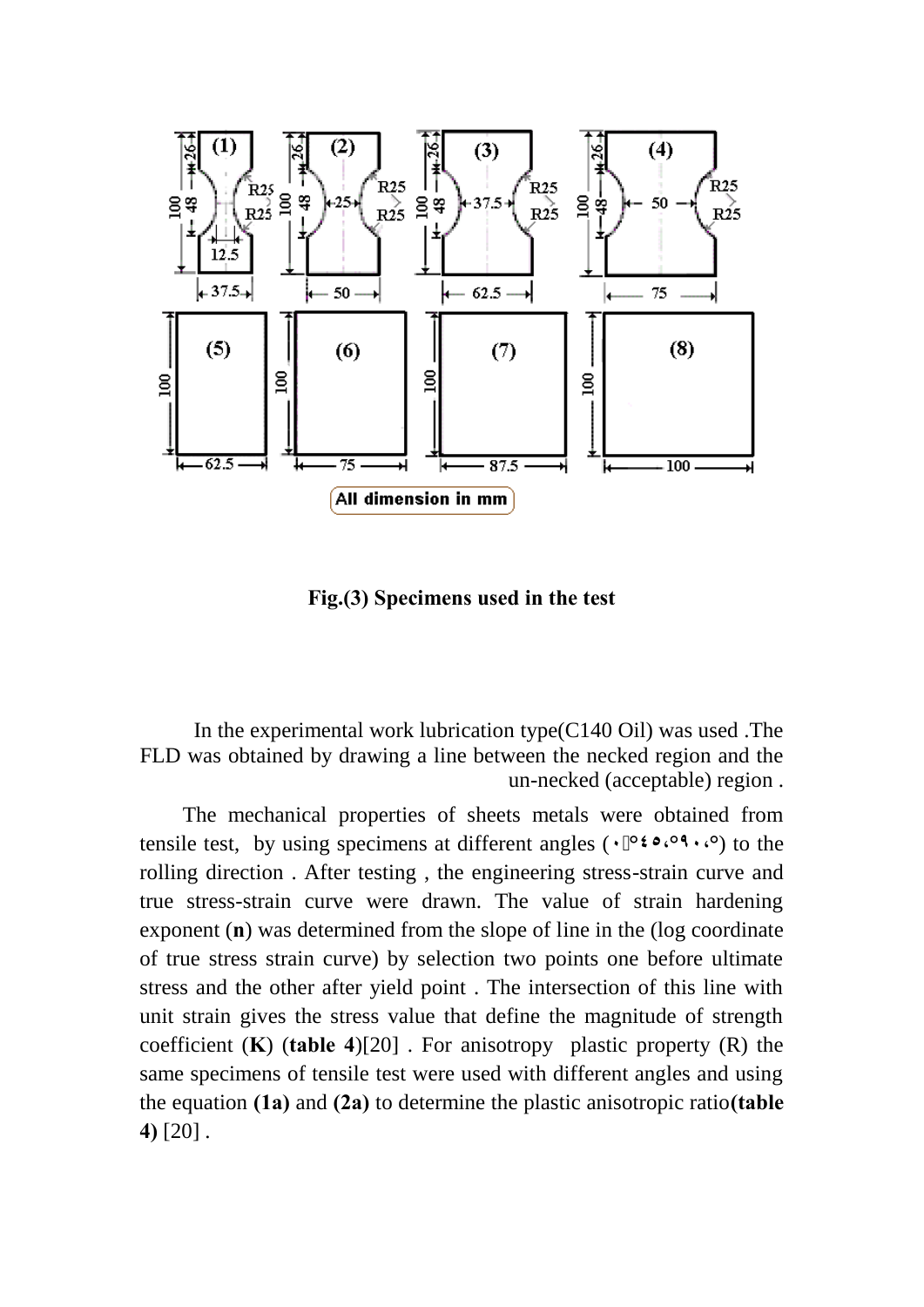**Fig.(3) Specimens used in the test**

In the experimental work lubrication type(C140 Oil) was used .The FLD was obtained by drawing a line between the necked region and the un-necked (acceptable) region .

The mechanical properties of sheets metals were obtained from tensile test, by using specimens at different angles (٠°،٤٥°،٩٠°) to the rolling direction . After testing , the engineering stress-strain curve and true stress-strain curve were drawn. The value of strain hardening exponent (**n**) was determined from the slope of line in the (log coordinate of true stress strain curve) by selection two points one before ultimate stress and the other after yield point . The intersection of this line with unit strain gives the stress value that define the magnitude of strength coefficient (**K**) (**table 4**)[20] . For anisotropy plastic property (R) the same specimens of tensile test were used with different angles and using the equation **(1a)** and **(2a)** to determine the plastic anisotropic ratio**(table 4)** [20] .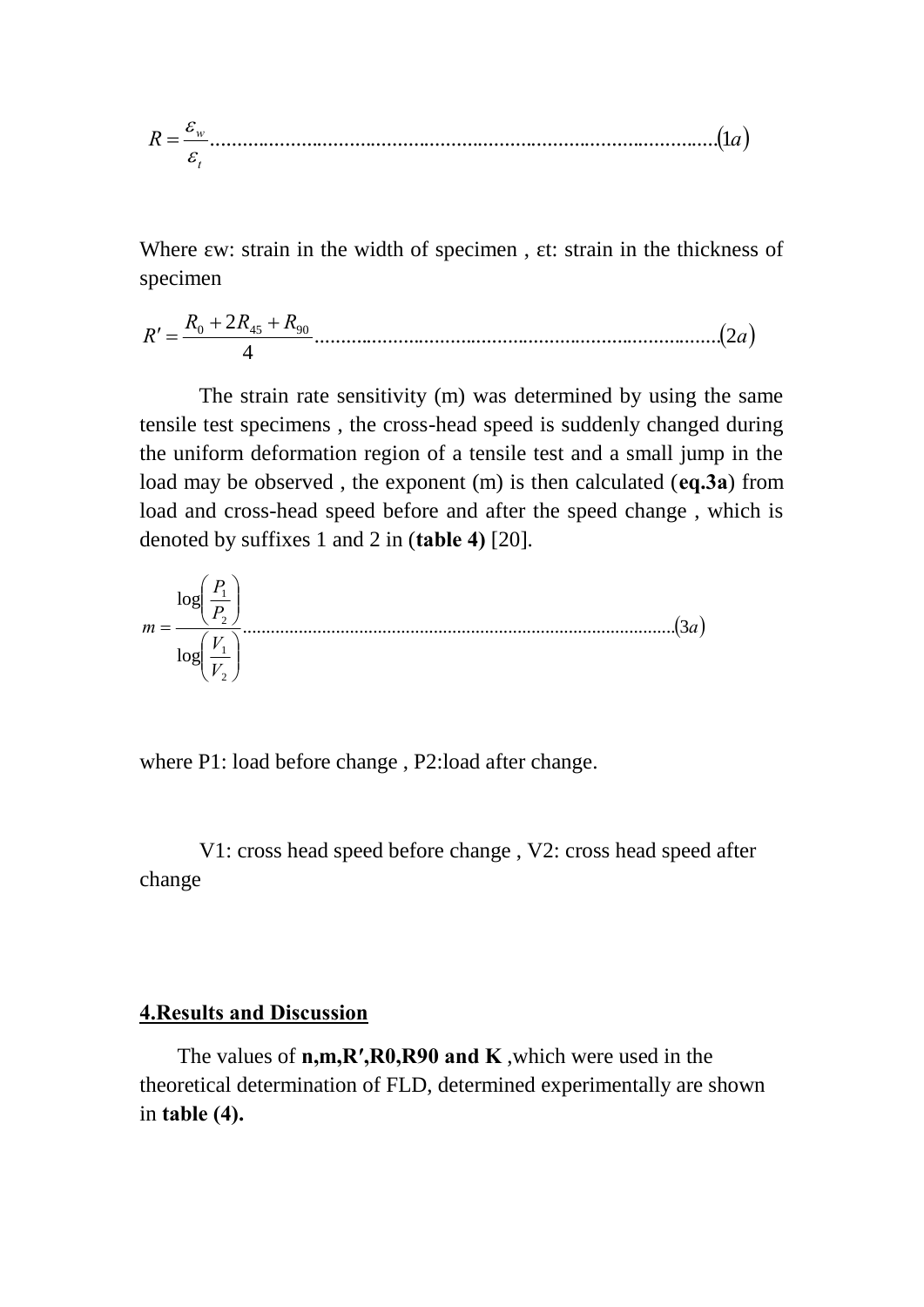$$R = \frac{\varepsilon_w}{\varepsilon_t} \qquad (1a)$$

Where εw: strain in the width of specimen , εt: strain in the thickness of specimen

$$R' = \frac{R_0 + 2R_{45} + R_{90}}{4} \qquad (2a)$$

The strain rate sensitivity (m) was determined by using the same tensile test specimens , the cross-head speed is suddenly changed during the uniform deformation region of a tensile test and a small jump in the load may be observed , the exponent (m) is then calculated (**eq.3a**) from load and cross-head speed before and after the speed change , which is denoted by suffixes 1 and 2 in (**table 4)** [20].

$$m = \frac{\log\left(\frac{P_1}{P_2}\right)}{\log\left(\frac{V_1}{V_2}\right)} \qquad (3a)$$

where P1: load before change , P2:load after change.

V1: cross head speed before change , V2: cross head speed after change

## 4.Results and Discussion

The values of **n,m,R′,R0,R90 and K** ,which were used in the theoretical determination of FLD, determined experimentally are shown in **table (4).**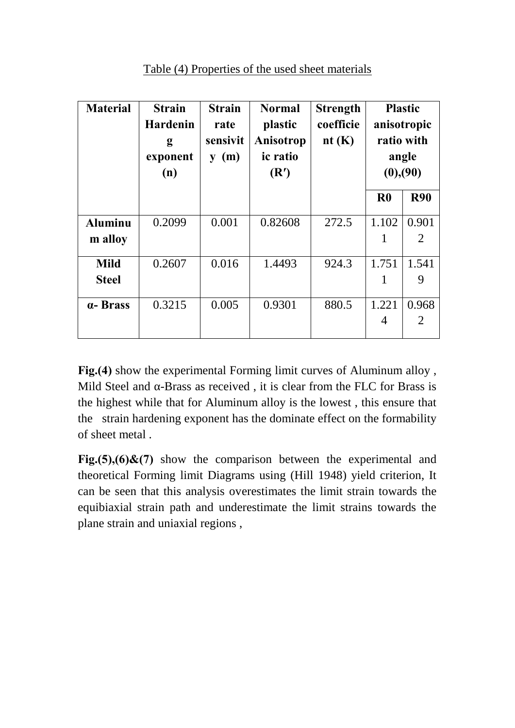Table (4) Properties of the used sheet materials

| Material | Strain Hardening exponent (n) | Strain rate sensitivity (m) | Normal plastic Anisotropic ratio (R′) | Strength coefficient (K) | Plastic anisotropic ratio with angle (0),(90) | |
|---|---|---|---|---|---|---|
| | | | | | R0 | R90 |
| **Aluminum alloy** | 0.2099 | 0.001 | 0.82608 | 272.5 | 1.1021 | 0.9012 |
| **Mild Steel** | 0.2607 | 0.016 | 1.4493 | 924.3 | 1.7511 | 1.5419 |
| **α- Brass** | 0.3215 | 0.005 | 0.9301 | 880.5 | 1.2214 | 0.9682 |

**Fig.(4)** show the experimental Forming limit curves of Aluminum alloy , Mild Steel and α-Brass as received , it is clear from the FLC for Brass is the highest while that for Aluminum alloy is the lowest , this ensure that the strain hardening exponent has the dominate effect on the formability of sheet metal .

**Fig.(5),(6)&(7)** show the comparison between the experimental and theoretical Forming limit Diagrams using (Hill 1948) yield criterion, It can be seen that this analysis overestimates the limit strain towards the equibiaxial strain path and underestimate the limit strains towards the plane strain and uniaxial regions ,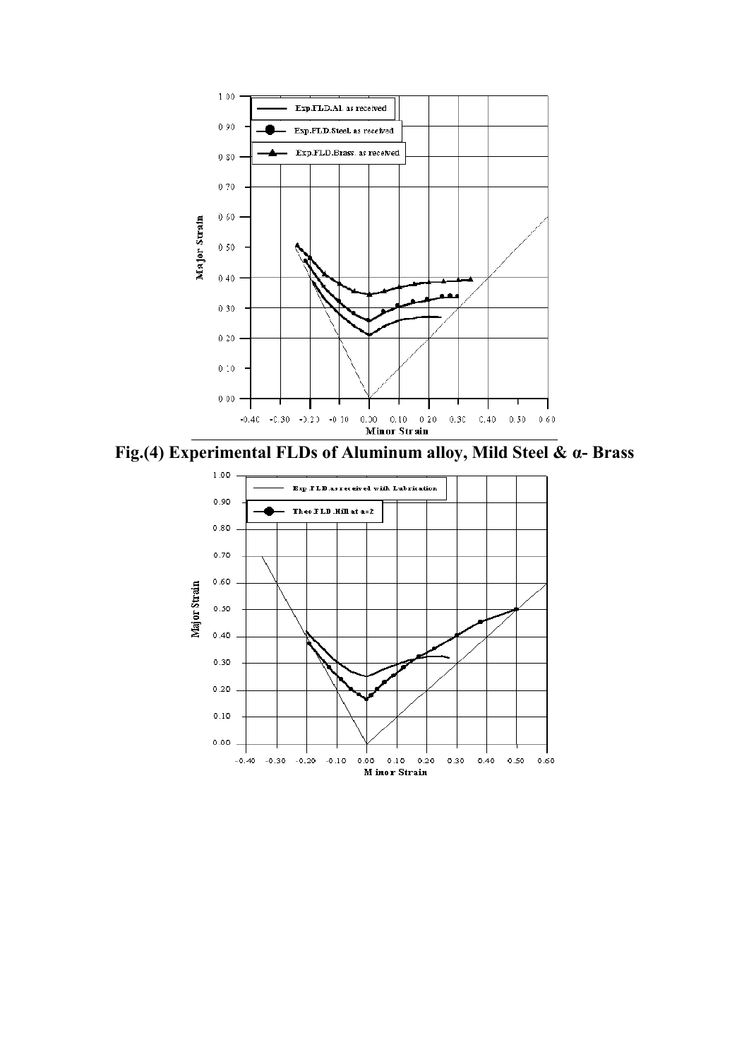**Fig.(4) Experimental FLDs of Aluminum alloy, Mild Steel & α- Brass**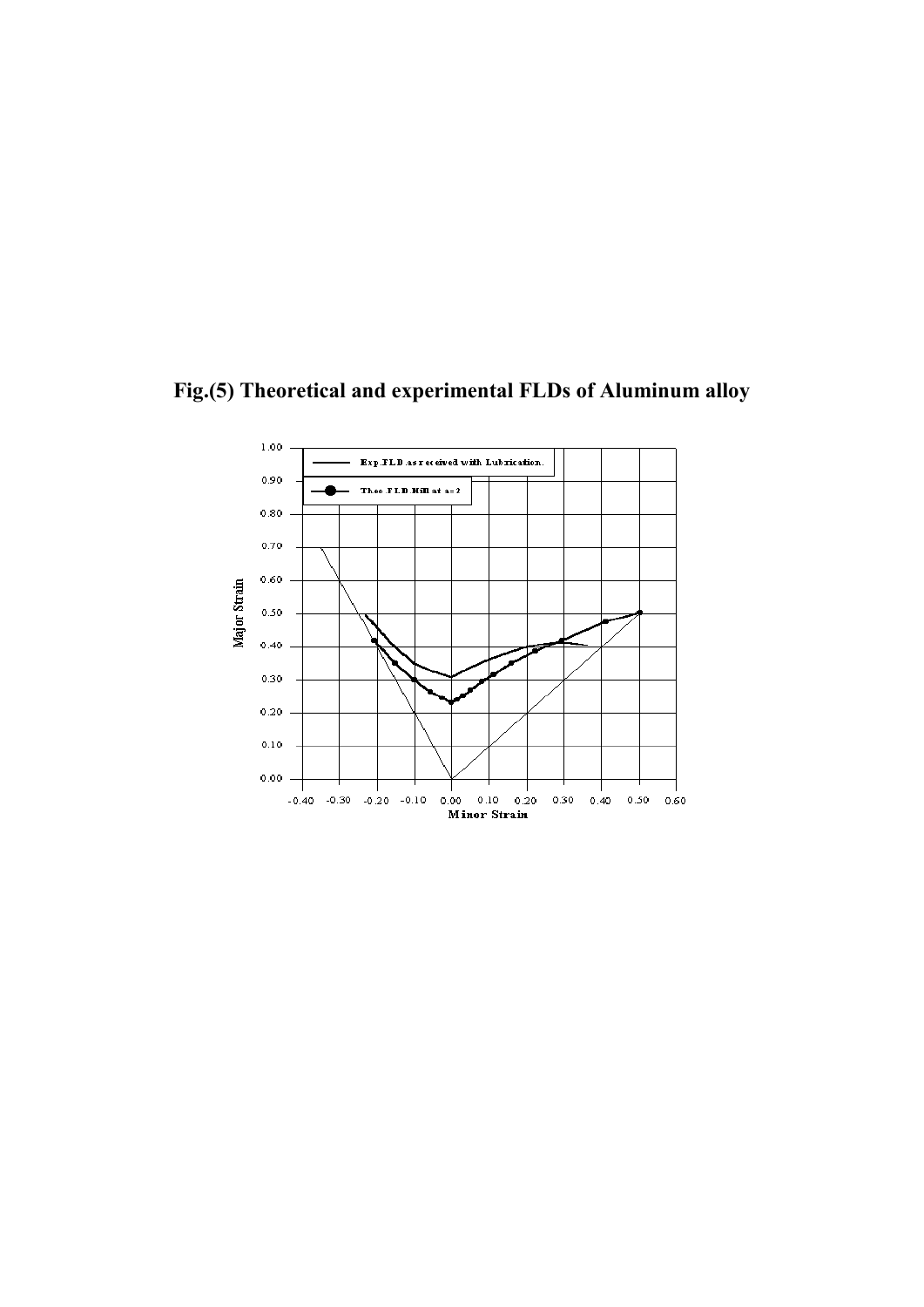**Fig.(5) Theoretical and experimental FLDs of Aluminum alloy**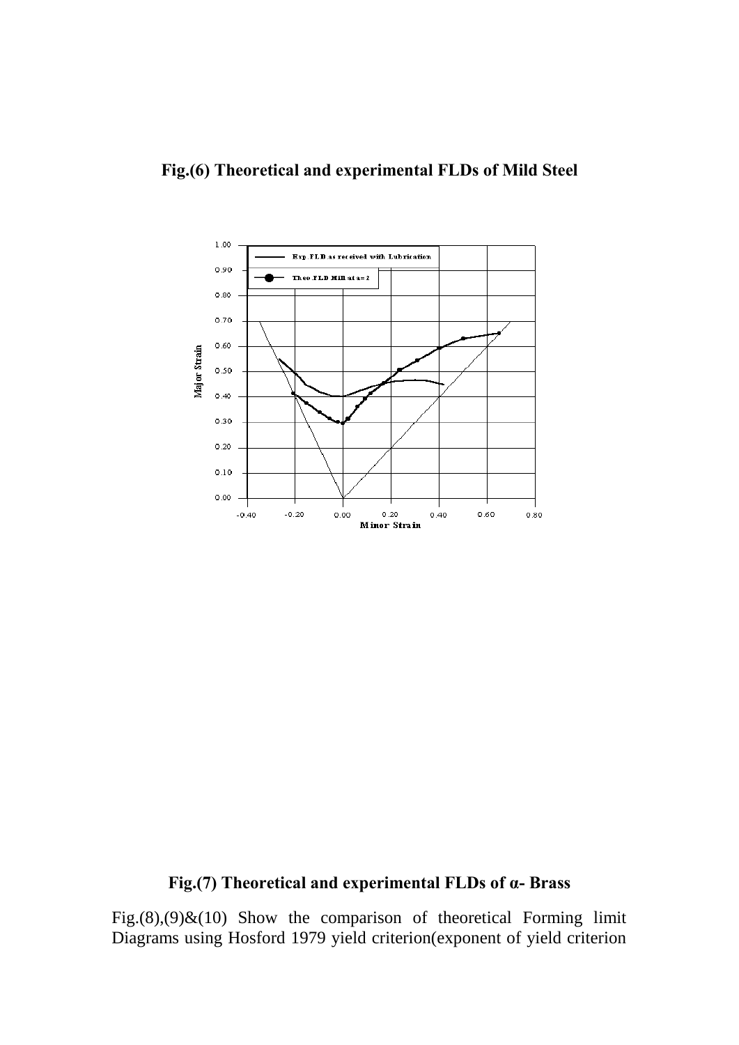**Fig.(6) Theoretical and experimental FLDs of Mild Steel**

**Fig.(7) Theoretical and experimental FLDs of α- Brass**

Fig.(8),(9)&(10) Show the comparison of theoretical Forming limit Diagrams using Hosford 1979 yield criterion(exponent of yield criterion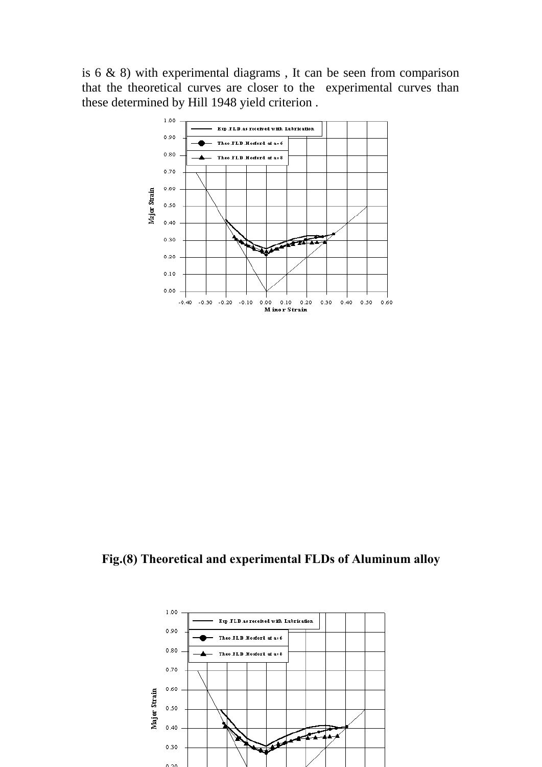is 6 & 8) with experimental diagrams , It can be seen from comparison that the theoretical curves are closer to the experimental curves than these determined by Hill 1948 yield criterion .

**Fig.(8) Theoretical and experimental FLDs of Aluminum alloy**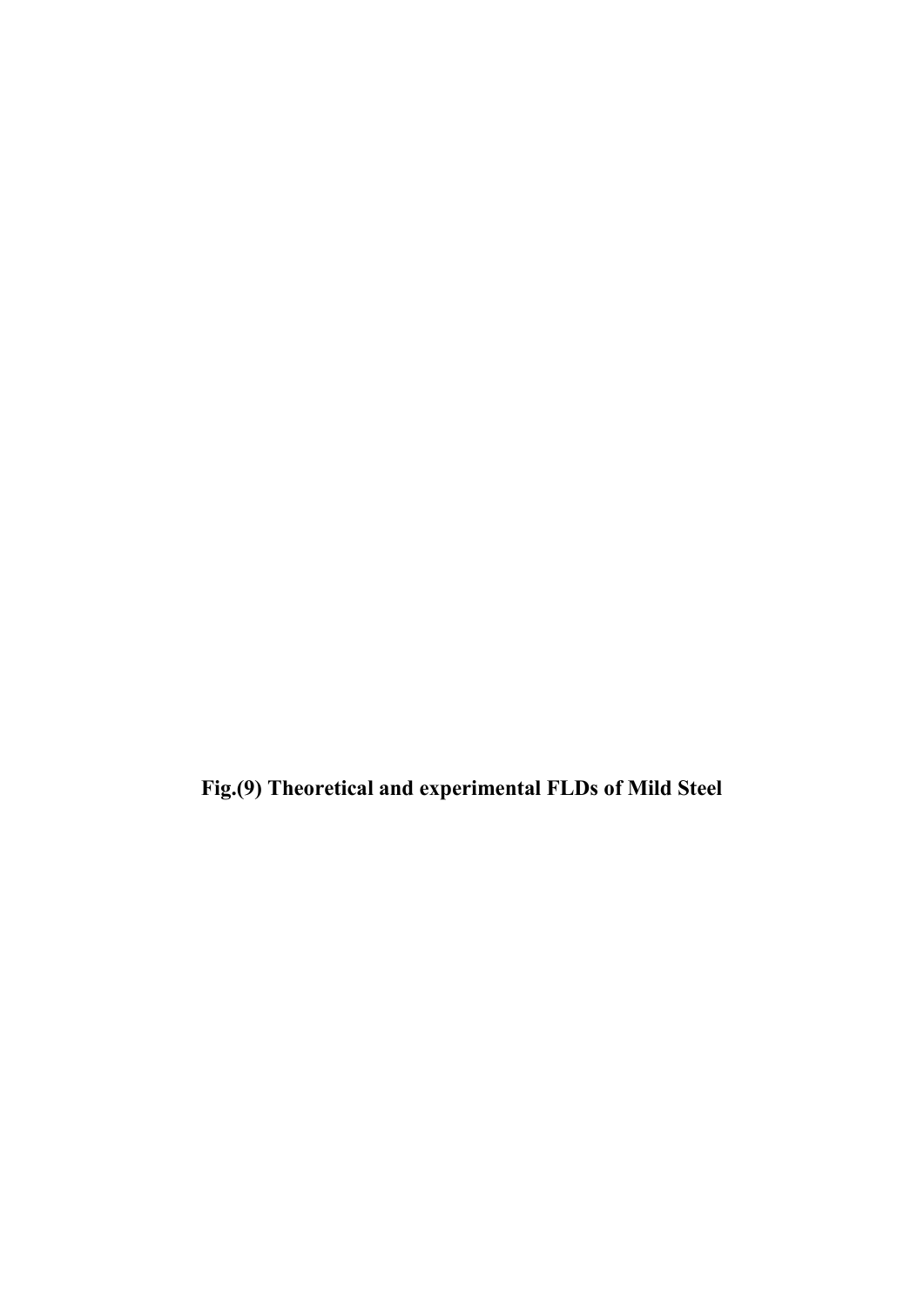**Fig.(9) Theoretical and experimental FLDs of Mild Steel**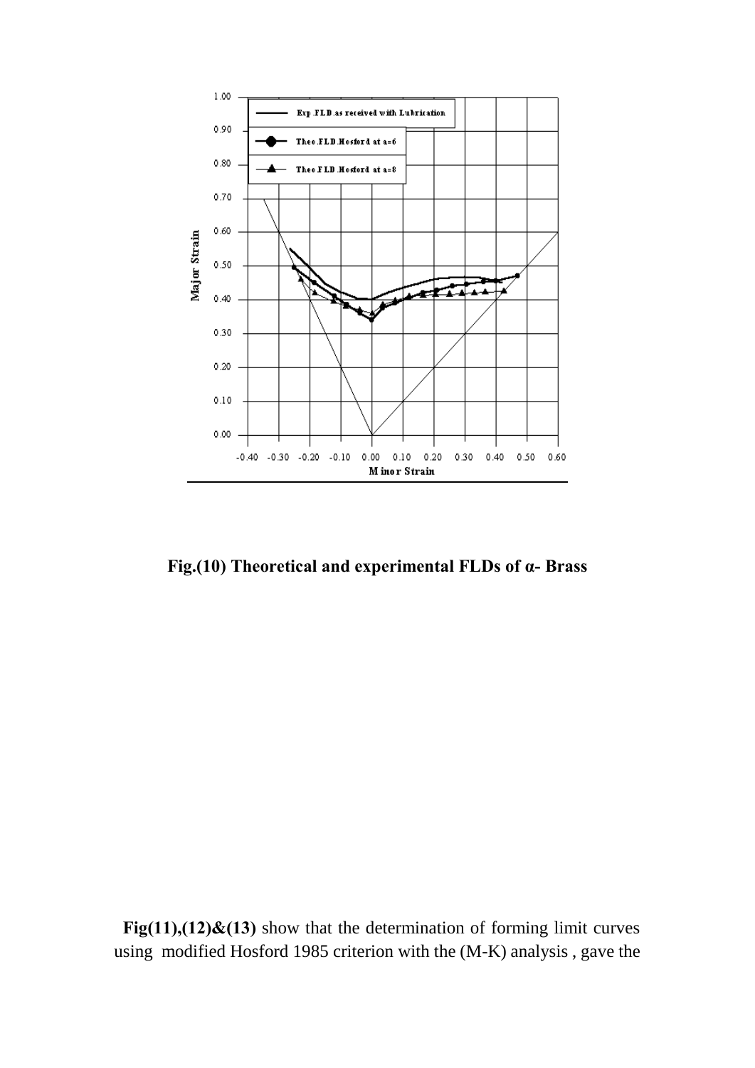**Fig.(10) Theoretical and experimental FLDs of α- Brass**

**Fig(11),(12)&(13)** show that the determination of forming limit curves using modified Hosford 1985 criterion with the (M-K) analysis , gave the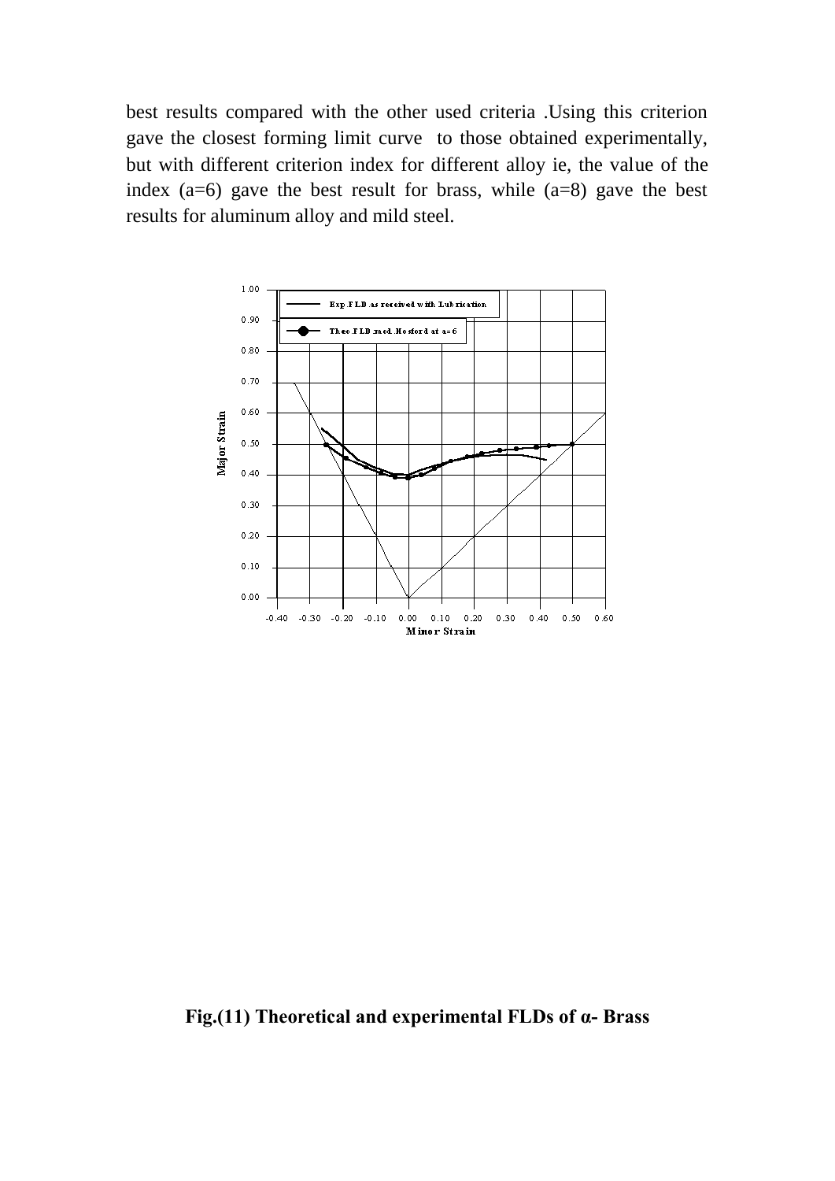best results compared with the other used criteria .Using this criterion gave the closest forming limit curve to those obtained experimentally, but with different criterion index for different alloy ie, the value of the index (a=6) gave the best result for brass, while (a=8) gave the best results for aluminum alloy and mild steel.

**Fig.(11) Theoretical and experimental FLDs of α- Brass**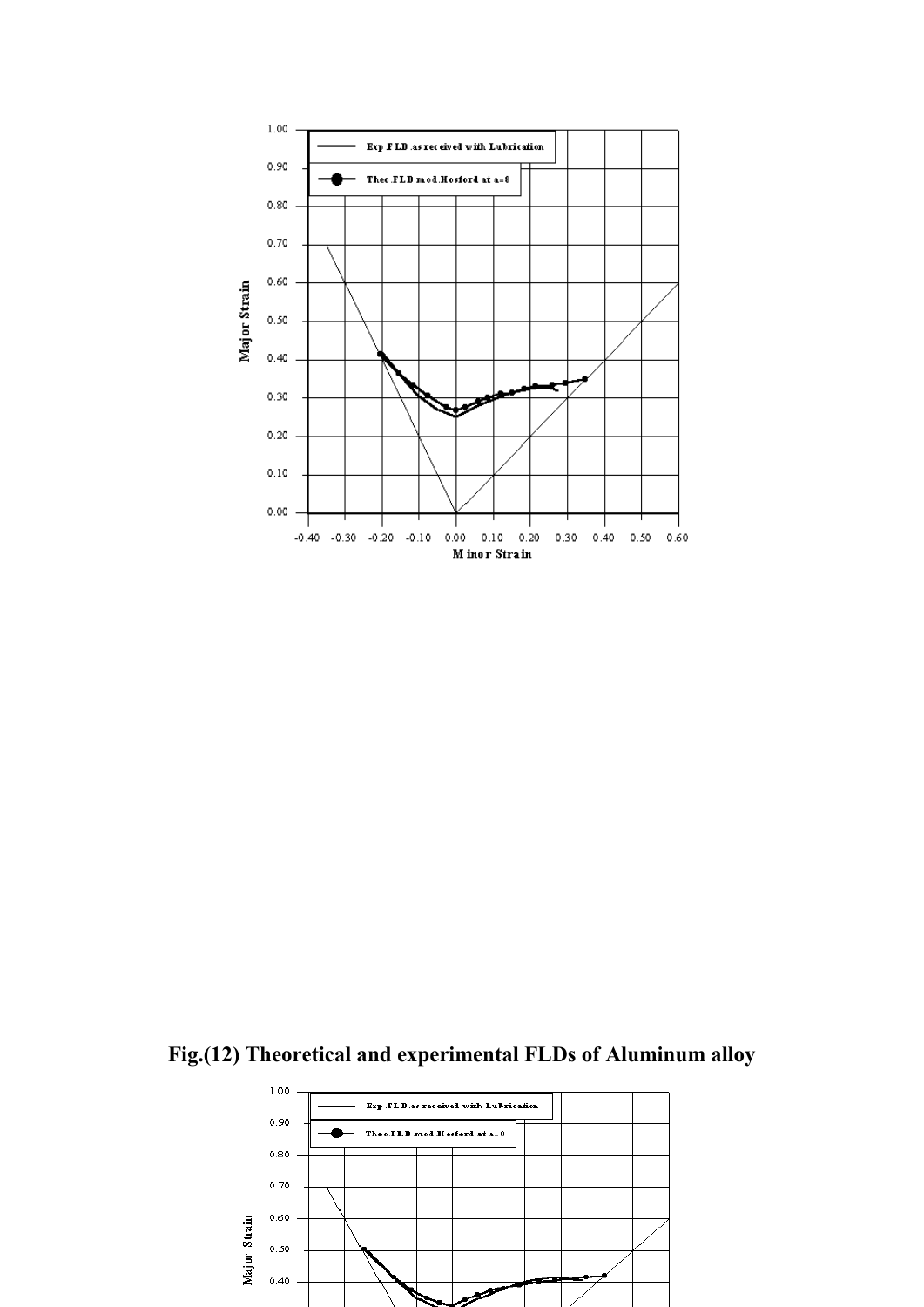Fig.(12) Theoretical and experimental FLDs of Aluminum alloy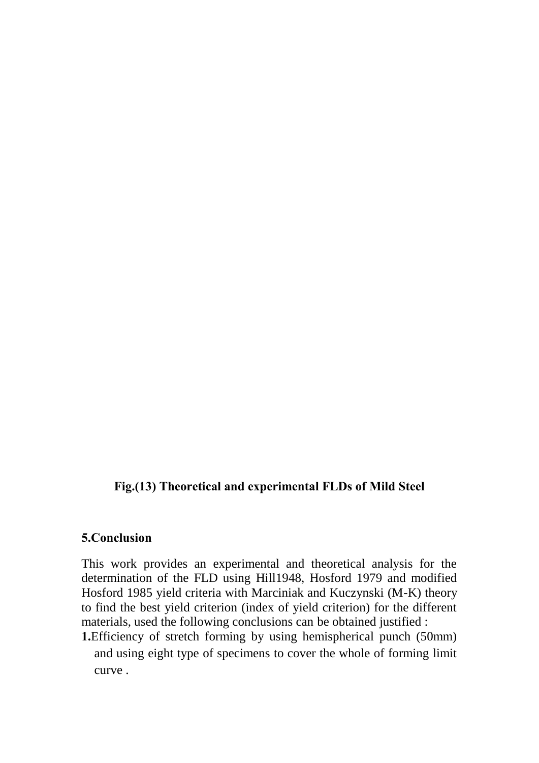**Fig.(13) Theoretical and experimental FLDs of Mild Steel**

## 5.Conclusion

This work provides an experimental and theoretical analysis for the determination of the FLD using Hill1948, Hosford 1979 and modified Hosford 1985 yield criteria with Marciniak and Kuczynski (M-K) theory to find the best yield criterion (index of yield criterion) for the different materials, used the following conclusions can be obtained justified :

**1.**Efficiency of stretch forming by using hemispherical punch (50mm) and using eight type of specimens to cover the whole of forming limit curve .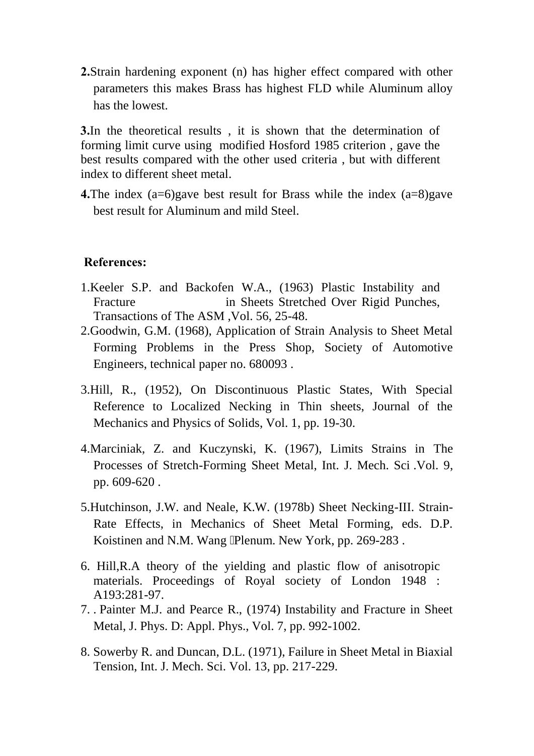**2.**Strain hardening exponent (n) has higher effect compared with other parameters this makes Brass has highest FLD while Aluminum alloy has the lowest.

**3.**In the theoretical results , it is shown that the determination of forming limit curve using modified Hosford 1985 criterion , gave the best results compared with the other used criteria , but with different index to different sheet metal.

**4.**The index (a=6)gave best result for Brass while the index (a=8)gave best result for Aluminum and mild Steel.

**References:**

1.Keeler S.P. and Backofen W.A., (1963) Plastic Instability and Fracture in Sheets Stretched Over Rigid Punches, Transactions of The ASM ,Vol. 56, 25-48.

2.Goodwin, G.M. (1968), Application of Strain Analysis to Sheet Metal Forming Problems in the Press Shop, Society of Automotive Engineers, technical paper no. 680093 .

3.Hill, R., (1952), On Discontinuous Plastic States, With Special Reference to Localized Necking in Thin sheets, Journal of the Mechanics and Physics of Solids, Vol. 1, pp. 19-30.

4.Marciniak, Z. and Kuczynski, K. (1967), Limits Strains in The Processes of Stretch-Forming Sheet Metal, Int. J. Mech. Sci .Vol. 9, pp. 609-620 .

5.Hutchinson, J.W. and Neale, K.W. (1978b) Sheet Necking-III. Strain-Rate Effects, in Mechanics of Sheet Metal Forming, eds. D.P. Koistinen and N.M. Wang Plenum. New York, pp. 269-283 .

6. Hill,R.A theory of the yielding and plastic flow of anisotropic materials. Proceedings of Royal society of London 1948 : A193:281-97.

7. . Painter M.J. and Pearce R., (1974) Instability and Fracture in Sheet Metal, J. Phys. D: Appl. Phys., Vol. 7, pp. 992-1002.

8. Sowerby R. and Duncan, D.L. (1971), Failure in Sheet Metal in Biaxial Tension, Int. J. Mech. Sci. Vol. 13, pp. 217-229.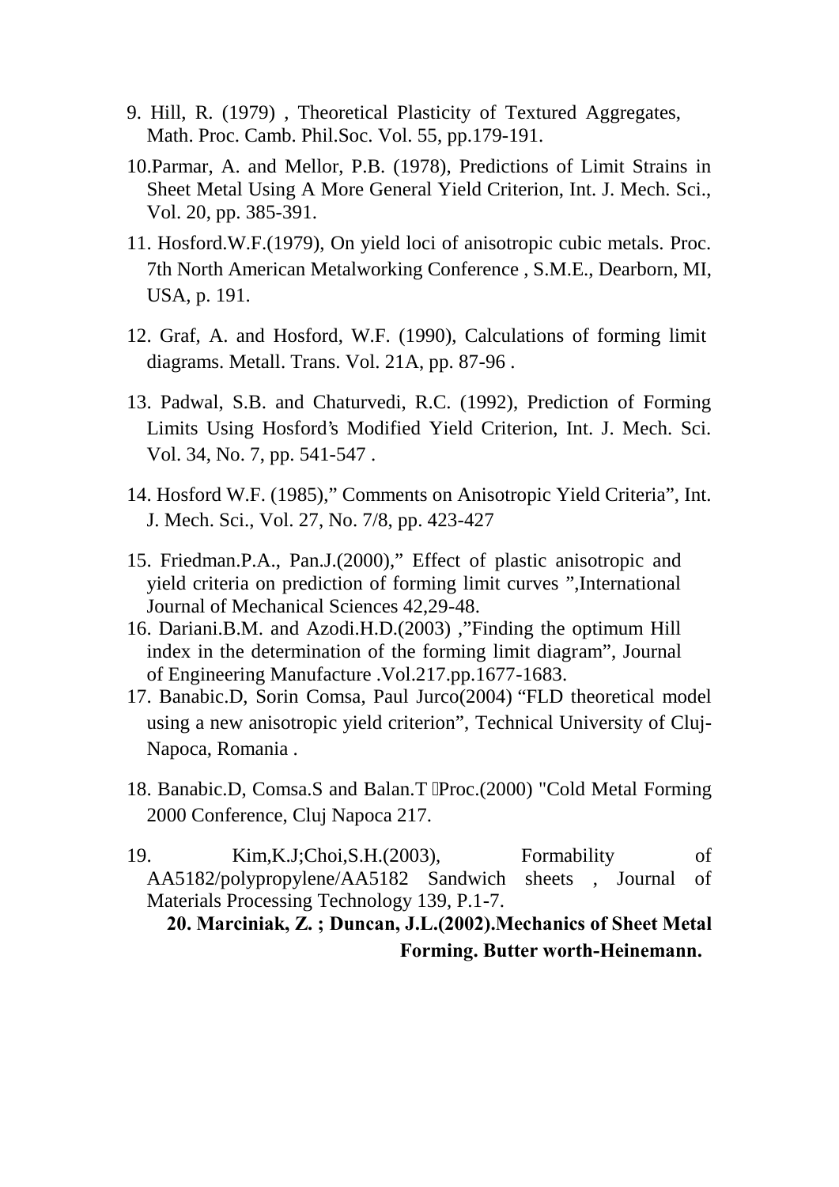9. Hill, R. (1979) , Theoretical Plasticity of Textured Aggregates, Math. Proc. Camb. Phil.Soc. Vol. 55, pp.179-191.

10.Parmar, A. and Mellor, P.B. (1978), Predictions of Limit Strains in Sheet Metal Using A More General Yield Criterion, Int. J. Mech. Sci., Vol. 20, pp. 385-391.

11. Hosford.W.F.(1979), On yield loci of anisotropic cubic metals. Proc. 7th North American Metalworking Conference , S.M.E., Dearborn, MI, USA, p. 191.

12. Graf, A. and Hosford, W.F. (1990), Calculations of forming limit diagrams. Metall. Trans. Vol. 21A, pp. 87-96 .

13. Padwal, S.B. and Chaturvedi, R.C. (1992), Prediction of Forming Limits Using Hosford's Modified Yield Criterion, Int. J. Mech. Sci. Vol. 34, No. 7, pp. 541-547 .

14. Hosford W.F. (1985)," Comments on Anisotropic Yield Criteria", Int. J. Mech. Sci., Vol. 27, No. 7/8, pp. 423-427

15. Friedman.P.A., Pan.J.(2000)," Effect of plastic anisotropic and yield criteria on prediction of forming limit curves ",International Journal of Mechanical Sciences 42,29-48.

16. Dariani.B.M. and Azodi.H.D.(2003) ,"Finding the optimum Hill index in the determination of the forming limit diagram", Journal of Engineering Manufacture .Vol.217.pp.1677-1683.

17. Banabic.D, Sorin Comsa, Paul Jurco(2004) "FLD theoretical model using a new anisotropic yield criterion", Technical University of Cluj-Napoca, Romania .

18. Banabic.D, Comsa.S and Balan.T Proc.(2000) "Cold Metal Forming 2000 Conference, Cluj Napoca 217.

19. Kim,K.J;Choi,S.H.(2003), Formability of AA5182/polypropylene/AA5182 Sandwich sheets , Journal of Materials Processing Technology 139, P.1-7.

**20. Marciniak, Z. ; Duncan, J.L.(2002).Mechanics of Sheet Metal Forming. Butter worth-Heinemann.**